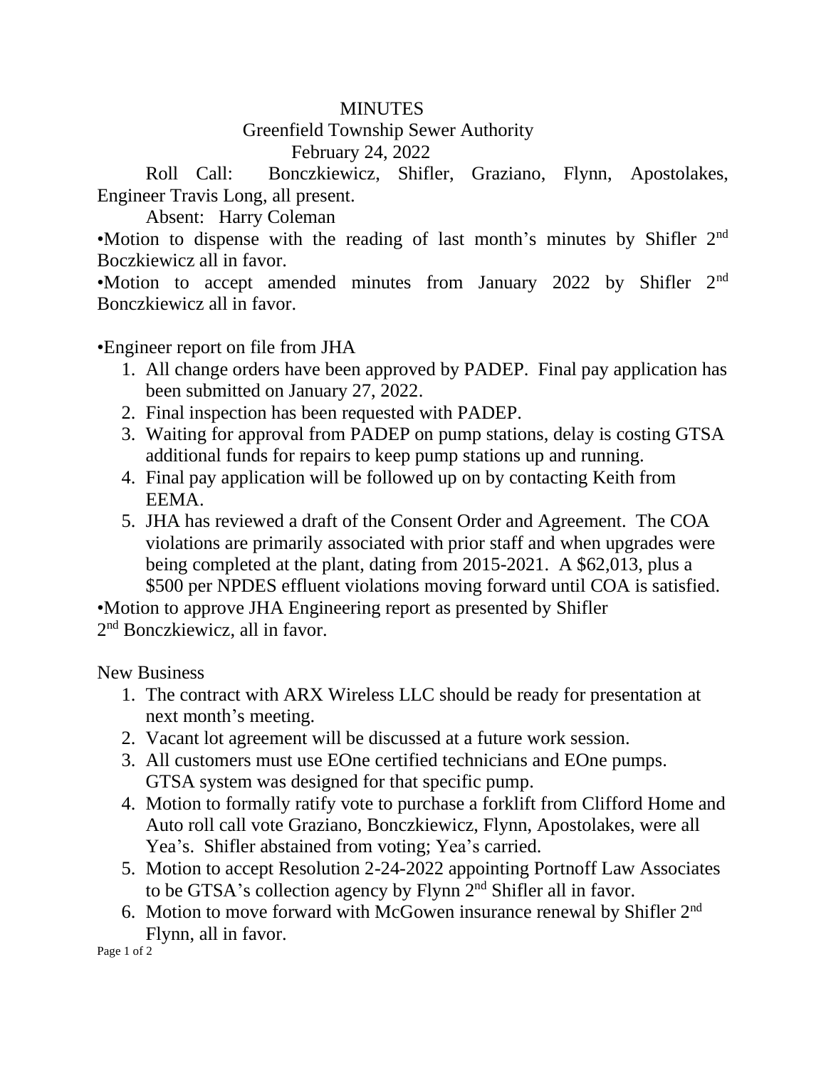# MINUTES

## Greenfield Township Sewer Authority

### February 24, 2022

Roll Call: Bonczkiewicz, Shifler, Graziano, Flynn, Apostolakes, Engineer Travis Long, all present.

Absent: Harry Coleman

•Motion to dispense with the reading of last month's minutes by Shifler 2nd Boczkiewicz all in favor.

•Motion to accept amended minutes from January 2022 by Shifler 2nd Bonczkiewicz all in favor.

•Engineer report on file from JHA

1. All change orders have been approved by PADEP. Final pay application has been submitted on January 27, 2022.
2. Final inspection has been requested with PADEP.
3. Waiting for approval from PADEP on pump stations, delay is costing GTSA additional funds for repairs to keep pump stations up and running.
4. Final pay application will be followed up on by contacting Keith from EEMA.
5. JHA has reviewed a draft of the Consent Order and Agreement. The COA violations are primarily associated with prior staff and when upgrades were being completed at the plant, dating from 2015-2021. A $62,013, plus a $500 per NPDES effluent violations moving forward until COA is satisfied.

•Motion to approve JHA Engineering report as presented by Shifler 2nd Bonczkiewicz, all in favor.

New Business

1. The contract with ARX Wireless LLC should be ready for presentation at next month's meeting.
2. Vacant lot agreement will be discussed at a future work session.
3. All customers must use EOne certified technicians and EOne pumps. GTSA system was designed for that specific pump.
4. Motion to formally ratify vote to purchase a forklift from Clifford Home and Auto roll call vote Graziano, Bonczkiewicz, Flynn, Apostolakes, were all Yea's. Shifler abstained from voting; Yea's carried.
5. Motion to accept Resolution 2-24-2022 appointing Portnoff Law Associates to be GTSA's collection agency by Flynn 2nd Shifler all in favor.
6. Motion to move forward with McGowen insurance renewal by Shifler 2nd Flynn, all in favor.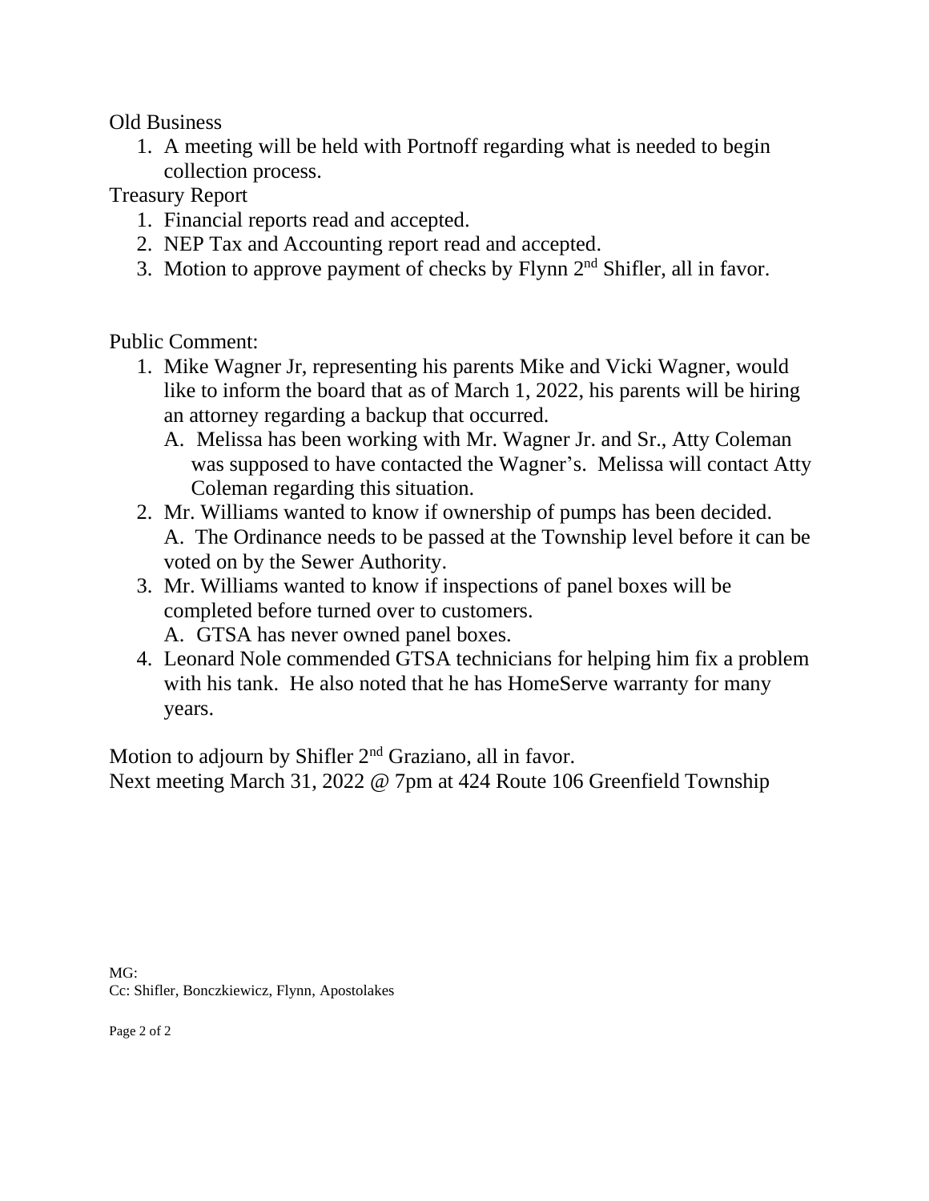Old Business

1. A meeting will be held with Portnoff regarding what is needed to begin collection process.

Treasury Report

1. Financial reports read and accepted.
2. NEP Tax and Accounting report read and accepted.
3. Motion to approve payment of checks by Flynn 2nd Shifler, all in favor.

Public Comment:

1. Mike Wagner Jr, representing his parents Mike and Vicki Wagner, would like to inform the board that as of March 1, 2022, his parents will be hiring an attorney regarding a backup that occurred.
   A. Melissa has been working with Mr. Wagner Jr. and Sr., Atty Coleman was supposed to have contacted the Wagner's. Melissa will contact Atty Coleman regarding this situation.
2. Mr. Williams wanted to know if ownership of pumps has been decided.
   A. The Ordinance needs to be passed at the Township level before it can be voted on by the Sewer Authority.
3. Mr. Williams wanted to know if inspections of panel boxes will be completed before turned over to customers.
   A. GTSA has never owned panel boxes.
4. Leonard Nole commended GTSA technicians for helping him fix a problem with his tank. He also noted that he has HomeServe warranty for many years.

Motion to adjourn by Shifler 2nd Graziano, all in favor.
Next meeting March 31, 2022 @ 7pm at 424 Route 106 Greenfield Township

MG:
Cc: Shifler, Bonczkiewicz, Flynn, Apostolakes